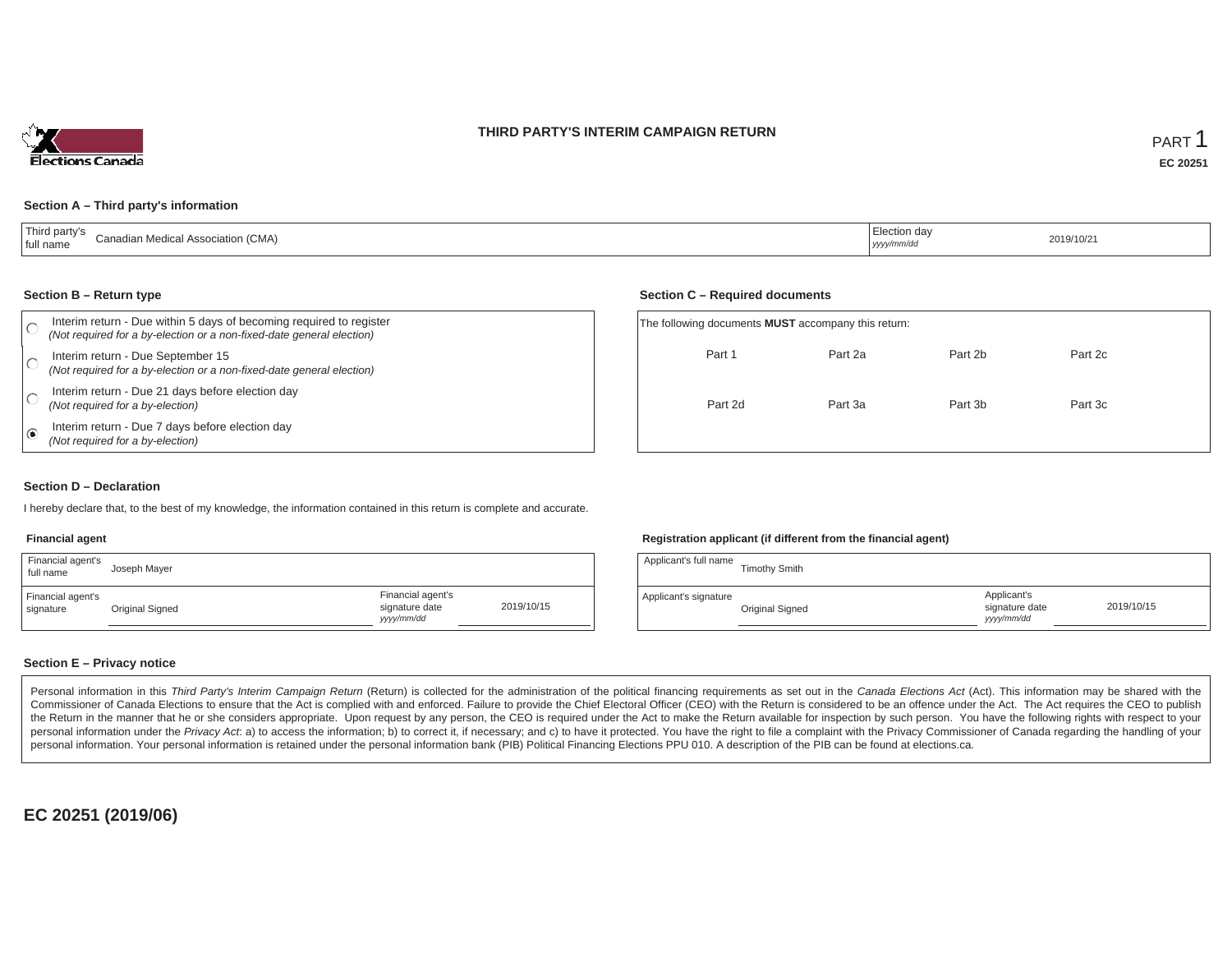# THIRD PARTY'S INTERIM CAMPAIGN RETURN

PART 1

**EC 20251**

## Section A – Third party's information

| Third party's full name | Canadian Medical Association (CMA) | Election day *yyyy/mm/dd* | 2019/10/21 |
|---|---|---|---|

## Section B – Return type

- ○ Interim return - Due within 5 days of becoming required to register *(Not required for a by-election or a non-fixed-date general election)*
- ○ Interim return - Due September 15 *(Not required for a by-election or a non-fixed-date general election)*
- ○ Interim return - Due 21 days before election day *(Not required for a by-election)*
- ◉ Interim return - Due 7 days before election day *(Not required for a by-election)*

## Section C – Required documents

The following documents **MUST** accompany this return:

| Part 1 | Part 2a | Part 2b | Part 2c |
|---|---|---|---|
| Part 2d | Part 3a | Part 3b | Part 3c |

## Section D – Declaration

I hereby declare that, to the best of my knowledge, the information contained in this return is complete and accurate.

**Financial agent**

| Financial agent's full name | Joseph Mayer | | |
|---|---|---|---|
| Financial agent's signature | Original Signed | Financial agent's signature date *yyyy/mm/dd* | 2019/10/15 |

**Registration applicant (if different from the financial agent)**

| Applicant's full name | Timothy Smith | | |
|---|---|---|---|
| Applicant's signature | Original Signed | Applicant's signature date *yyyy/mm/dd* | 2019/10/15 |

## Section E – Privacy notice

Personal information in this *Third Party's Interim Campaign Return* (Return) is collected for the administration of the political financing requirements as set out in the *Canada Elections Act* (Act). This information may be shared with the Commissioner of Canada Elections to ensure that the Act is complied with and enforced. Failure to provide the Chief Electoral Officer (CEO) with the Return is considered to be an offence under the Act. The Act requires the CEO to publish the Return in the manner that he or she considers appropriate. Upon request by any person, the CEO is required under the Act to make the Return available for inspection by such person. You have the following rights with respect to your personal information under the *Privacy Act*: a) to access the information; b) to correct it, if necessary; and c) to have it protected. You have the right to file a complaint with the Privacy Commissioner of Canada regarding the handling of your personal information. Your personal information is retained under the personal information bank (PIB) Political Financing Elections PPU 010. A description of the PIB can be found at elections.ca.

**EC 20251 (2019/06)**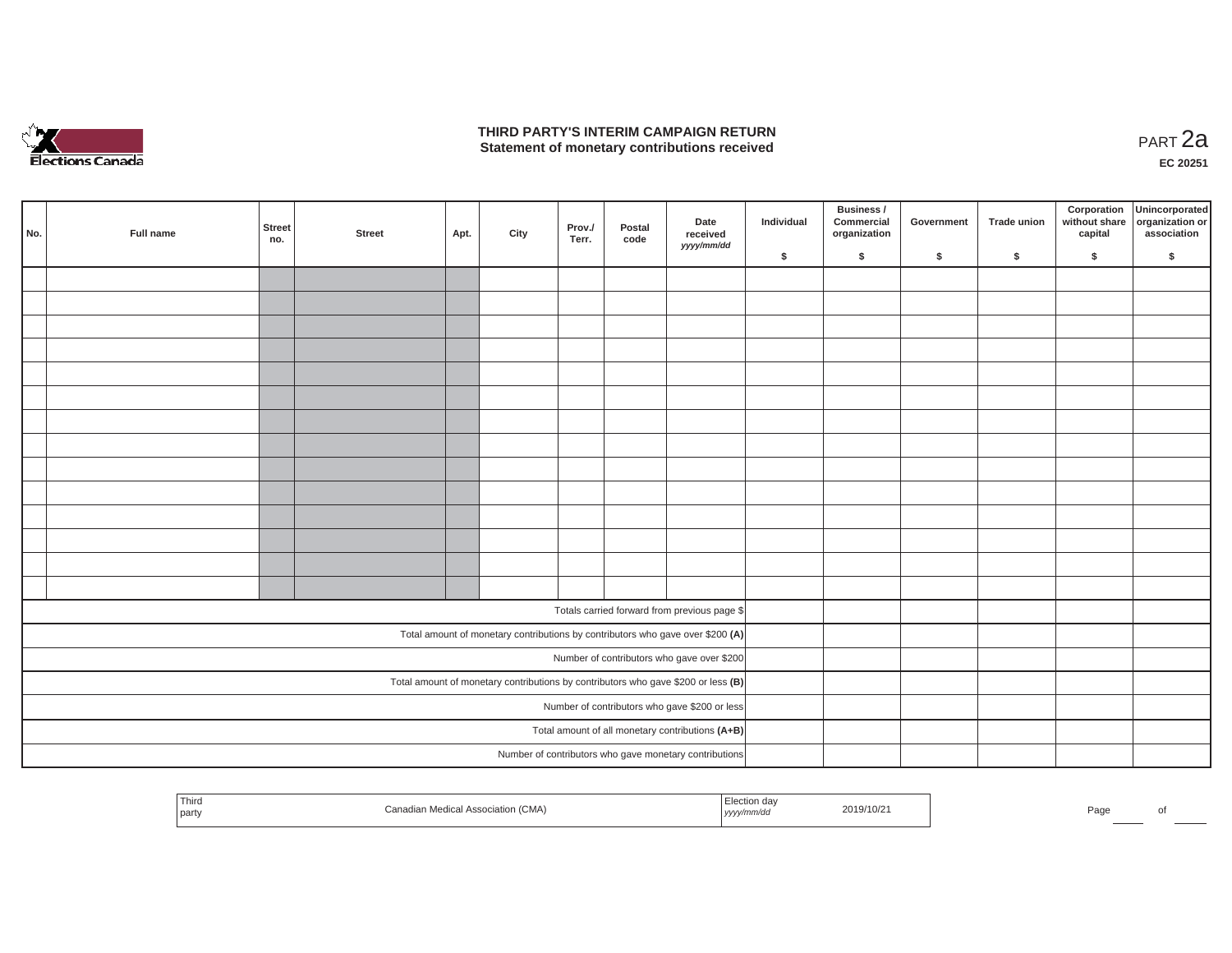# THIRD PARTY'S INTERIM CAMPAIGN RETURN
## Statement of monetary contributions received

PART 2a

EC 20251

| No. | Full name | Street no. | Street | Apt. | City | Prov./ Terr. | Postal code | Date received yyyy/mm/dd | Individual $ | Business / Commercial organization $ | Government $ | Trade union $ | Corporation without share capital $ | Unincorporated organization or association $ |
|---|---|---|---|---|---|---|---|---|---|---|---|---|---|---|
| | | | | | | | | | | | | | | |
| | | | | | | | | | | | | | | |
| | | | | | | | | | | | | | | |
| | | | | | | | | | | | | | | |
| | | | | | | | | | | | | | | |
| | | | | | | | | | | | | | | |
| | | | | | | | | | | | | | | |
| | | | | | | | | | | | | | | |
| | | | | | | | | | | | | | | |
| | | | | | | | | | | | | | | |
| | | | | | | | | | | | | | | |
| | | | | | | | | | | | | | | |
| | | | | | | | | | | | | | | |
| | | | | | | | | | | | | | | |
| Totals carried forward from previous page $ | | | | | | | | | | | | | | |
| Total amount of monetary contributions by contributors who gave over $200 (A) | | | | | | | | | | | | | | |
| Number of contributors who gave over $200 | | | | | | | | | | | | | | |
| Total amount of monetary contributions by contributors who gave $200 or less (B) | | | | | | | | | | | | | | |
| Number of contributors who gave $200 or less | | | | | | | | | | | | | | |
| Total amount of all monetary contributions (A+B) | | | | | | | | | | | | | | |
| Number of contributors who gave monetary contributions | | | | | | | | | | | | | | |

| Third party | Canadian Medical Association (CMA) | Election day yyyy/mm/dd | 2019/10/21 |
|---|---|---|---|

Page ____ of ____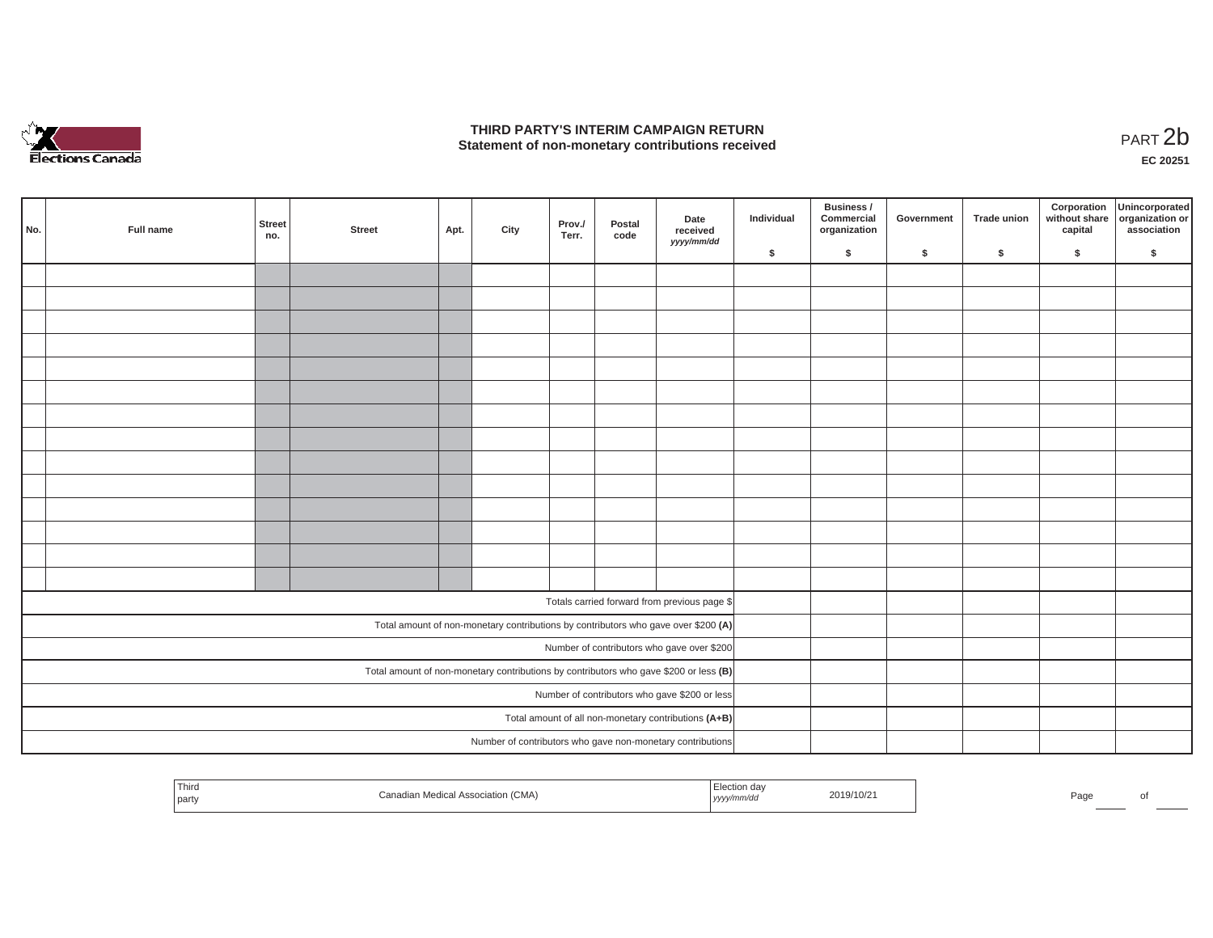# THIRD PARTY'S INTERIM CAMPAIGN RETURN
## Statement of non-monetary contributions received

PART 2b

**EC 20251**

| No. | Full name | Street no. | Street | Apt. | City | Prov./ Terr. | Postal code | Date received *yyyy/mm/dd* | Individual $ | Business / Commercial organization $ | Government $ | Trade union $ | Corporation without share capital $ | Unincorporated organization or association $ |
|---|---|---|---|---|---|---|---|---|---|---|---|---|---|---|
| | | | | | | | | | | | | | | |
| | | | | | | | | | | | | | | |
| | | | | | | | | | | | | | | |
| | | | | | | | | | | | | | | |
| | | | | | | | | | | | | | | |
| | | | | | | | | | | | | | | |
| | | | | | | | | | | | | | | |
| | | | | | | | | | | | | | | |
| | | | | | | | | | | | | | | |
| | | | | | | | | | | | | | | |
| | | | | | | | | | | | | | | |
| | | | | | | | | | | | | | | |
| | | | | | | | | | | | | | | |
| | | | | | | | | | | | | | | |
| Totals carried forward from previous page $ | | | | | | | | | | | | | | |
| Total amount of non-monetary contributions by contributors who gave over $200 **(A)** | | | | | | | | | | | | | | |
| Number of contributors who gave over $200 | | | | | | | | | | | | | | |
| Total amount of non-monetary contributions by contributors who gave $200 or less **(B)** | | | | | | | | | | | | | | |
| Number of contributors who gave $200 or less | | | | | | | | | | | | | | |
| Total amount of all non-monetary contributions **(A+B)** | | | | | | | | | | | | | | |
| Number of contributors who gave non-monetary contributions | | | | | | | | | | | | | | |

| Third party | Canadian Medical Association (CMA) | Election day *yyyy/mm/dd* | 2019/10/21 |
|---|---|---|---|

Page ____ of ____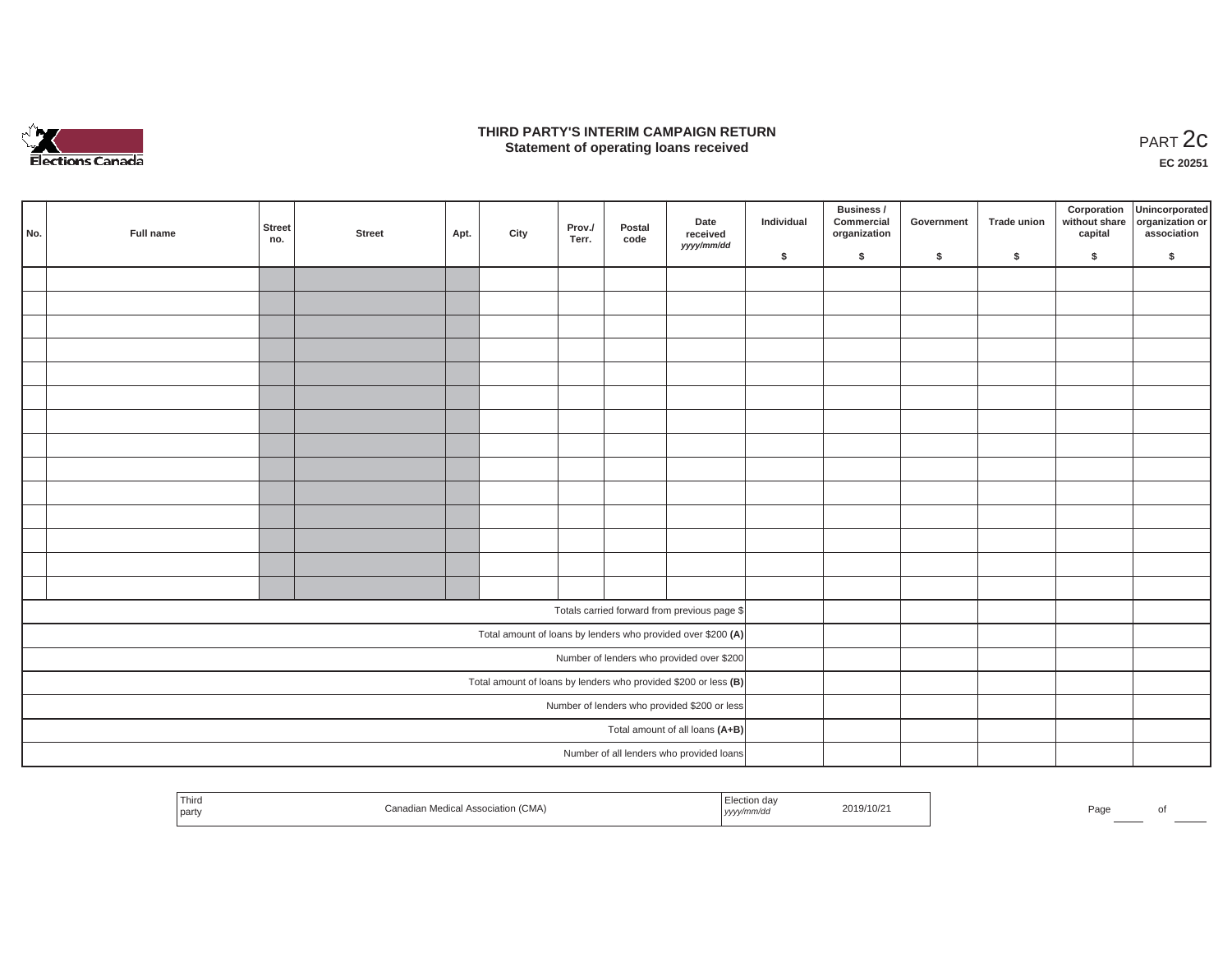# THIRD PARTY'S INTERIM CAMPAIGN RETURN
## Statement of operating loans received

PART 2c

**EC 20251**

| No. | Full name | Street no. | Street | Apt. | City | Prov./ Terr. | Postal code | Date received *yyyy/mm/dd* | Individual $ | Business / Commercial organization $ | Government $ | Trade union $ | Corporation without share capital $ | Unincorporated organization or association $ |
|---|---|---|---|---|---|---|---|---|---|---|---|---|---|---|
| | | | | | | | | | | | | | | |
| | | | | | | | | | | | | | | |
| | | | | | | | | | | | | | | |
| | | | | | | | | | | | | | | |
| | | | | | | | | | | | | | | |
| | | | | | | | | | | | | | | |
| | | | | | | | | | | | | | | |
| | | | | | | | | | | | | | | |
| | | | | | | | | | | | | | | |
| | | | | | | | | | | | | | | |
| | | | | | | | | | | | | | | |
| | | | | | | | | | | | | | | |
| | | | | | | | | | | | | | | |
| | | | | | | | | | | | | | | |
| Totals carried forward from previous page $ | | | | | | | | | | | | | | |
| Total amount of loans by lenders who provided over $200 **(A)** | | | | | | | | | | | | | | |
| Number of lenders who provided over $200 | | | | | | | | | | | | | | |
| Total amount of loans by lenders who provided $200 or less **(B)** | | | | | | | | | | | | | | |
| Number of lenders who provided $200 or less | | | | | | | | | | | | | | |
| Total amount of all loans **(A+B)** | | | | | | | | | | | | | | |
| Number of all lenders who provided loans | | | | | | | | | | | | | | |

| Third party | Canadian Medical Association (CMA) | Election day *yyyy/mm/dd* | 2019/10/21 |
|---|---|---|---|

Page ____ of ____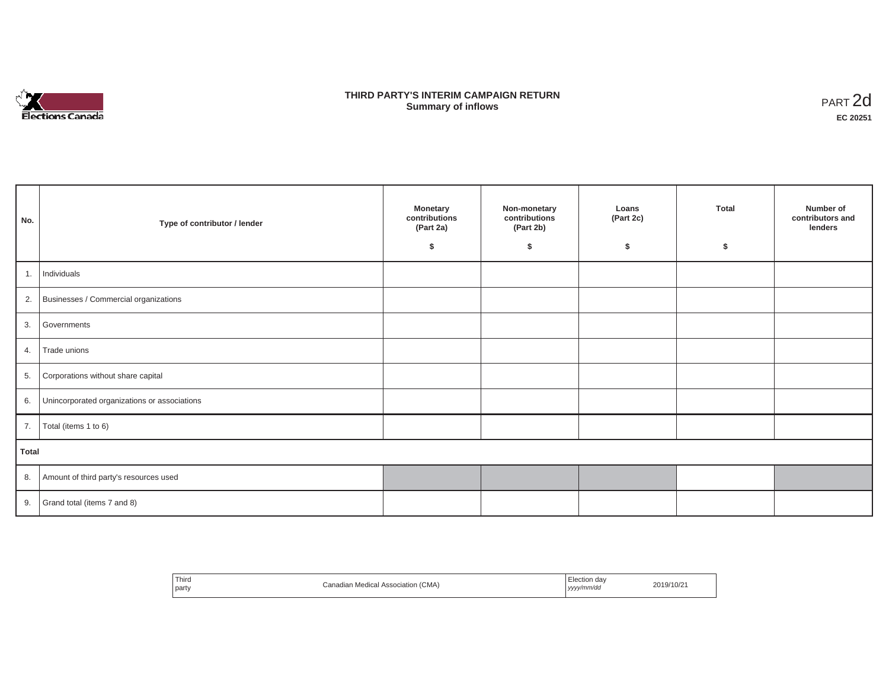# THIRD PARTY'S INTERIM CAMPAIGN RETURN
## Summary of inflows

PART 2d

**EC 20251**

| No. | Type of contributor / lender | Monetary contributions (Part 2a) $ | Non-monetary contributions (Part 2b) $ | Loans (Part 2c) $ | Total $ | Number of contributors and lenders |
|---|---|---|---|---|---|---|
| 1. | Individuals | | | | | |
| 2. | Businesses / Commercial organizations | | | | | |
| 3. | Governments | | | | | |
| 4. | Trade unions | | | | | |
| 5. | Corporations without share capital | | | | | |
| 6. | Unincorporated organizations or associations | | | | | |
| 7. | Total (items 1 to 6) | | | | | |
| **Total** | | | | | | |
| 8. | Amount of third party's resources used | | | | | |
| 9. | Grand total (items 7 and 8) | | | | | |

| Third party | Canadian Medical Association (CMA) | Election day *yyyy/mm/dd* | 2019/10/21 |
|---|---|---|---|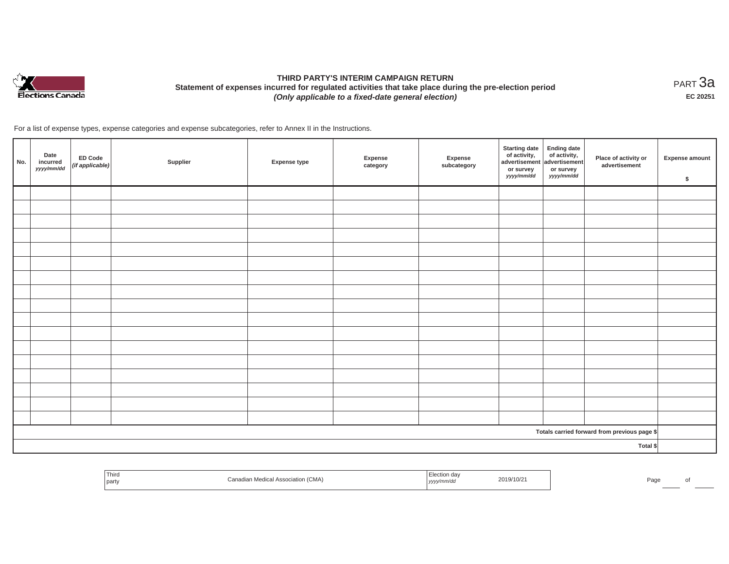# THIRD PARTY'S INTERIM CAMPAIGN RETURN

**Statement of expenses incurred for regulated activities that take place during the pre-election period**

***(Only applicable to a fixed-date general election)***

PART 3a

**EC 20251**

For a list of expense types, expense categories and expense subcategories, refer to Annex II in the Instructions.

| No. | Date incurred *yyyy/mm/dd* | ED Code *(if applicable)* | Supplier | Expense type | Expense category | Expense subcategory | Starting date of activity, advertisement or survey *yyyy/mm/dd* | Ending date of activity, advertisement or survey *yyyy/mm/dd* | Place of activity or advertisement | Expense amount $ |
|---|---|---|---|---|---|---|---|---|---|---|
| | | | | | | | | | | |
| | | | | | | | | | | |
| | | | | | | | | | | |
| | | | | | | | | | | |
| | | | | | | | | | | |
| | | | | | | | | | | |
| | | | | | | | | | | |
| | | | | | | | | | | |
| | | | | | | | | | | |
| | | | | | | | | | | |
| | | | | | | | | | | |
| | | | | | | | | | | |
| | | | | | | | | | | |
| | | | | | | | | | | |
| | | | | | | | | | | |
| | | | | | | | | | | |
| | | | | | | | | | | |
| | | | | | | | | | Totals carried forward from previous page $ | |
| | | | | | | | | | Total $ | |

| Third party | Canadian Medical Association (CMA) | Election day *yyyy/mm/dd* | 2019/10/21 |
|---|---|---|---|

Page ____ of ____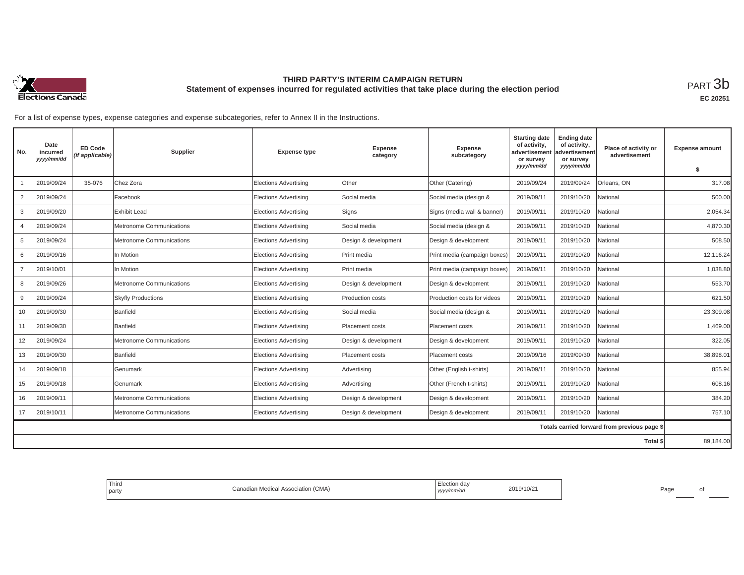# THIRD PARTY'S INTERIM CAMPAIGN RETURN

## Statement of expenses incurred for regulated activities that take place during the election period

PART 3b

EC 20251

For a list of expense types, expense categories and expense subcategories, refer to Annex II in the Instructions.

| No. | Date incurred *yyyy/mm/dd* | ED Code *(if applicable)* | Supplier | Expense type | Expense category | Expense subcategory | Starting date of activity, advertisement or survey *yyyy/mm/dd* | Ending date of activity, advertisement or survey *yyyy/mm/dd* | Place of activity or advertisement | Expense amount $ |
|---|---|---|---|---|---|---|---|---|---|---|
| 1 | 2019/09/24 | 35-076 | Chez Zora | Elections Advertising | Other | Other (Catering) | 2019/09/24 | 2019/09/24 | Orleans, ON | 317.08 |
| 2 | 2019/09/24 | | Facebook | Elections Advertising | Social media | Social media (design & | 2019/09/11 | 2019/10/20 | National | 500.00 |
| 3 | 2019/09/20 | | Exhibit Lead | Elections Advertising | Signs | Signs (media wall & banner) | 2019/09/11 | 2019/10/20 | National | 2,054.34 |
| 4 | 2019/09/24 | | Metronome Communications | Elections Advertising | Social media | Social media (design & | 2019/09/11 | 2019/10/20 | National | 4,870.30 |
| 5 | 2019/09/24 | | Metronome Communications | Elections Advertising | Design & development | Design & development | 2019/09/11 | 2019/10/20 | National | 508.50 |
| 6 | 2019/09/16 | | In Motion | Elections Advertising | Print media | Print media (campaign boxes) | 2019/09/11 | 2019/10/20 | National | 12,116.24 |
| 7 | 2019/10/01 | | In Motion | Elections Advertising | Print media | Print media (campaign boxes) | 2019/09/11 | 2019/10/20 | National | 1,038.80 |
| 8 | 2019/09/26 | | Metronome Communications | Elections Advertising | Design & development | Design & development | 2019/09/11 | 2019/10/20 | National | 553.70 |
| 9 | 2019/09/24 | | Skyfly Productions | Elections Advertising | Production costs | Production costs for videos | 2019/09/11 | 2019/10/20 | National | 621.50 |
| 10 | 2019/09/30 | | Banfield | Elections Advertising | Social media | Social media (design & | 2019/09/11 | 2019/10/20 | National | 23,309.08 |
| 11 | 2019/09/30 | | Banfield | Elections Advertising | Placement costs | Placement costs | 2019/09/11 | 2019/10/20 | National | 1,469.00 |
| 12 | 2019/09/24 | | Metronome Communications | Elections Advertising | Design & development | Design & development | 2019/09/11 | 2019/10/20 | National | 322.05 |
| 13 | 2019/09/30 | | Banfield | Elections Advertising | Placement costs | Placement costs | 2019/09/16 | 2019/09/30 | National | 38,898.01 |
| 14 | 2019/09/18 | | Genumark | Elections Advertising | Advertising | Other (English t-shirts) | 2019/09/11 | 2019/10/20 | National | 855.94 |
| 15 | 2019/09/18 | | Genumark | Elections Advertising | Advertising | Other (French t-shirts) | 2019/09/11 | 2019/10/20 | National | 608.16 |
| 16 | 2019/09/11 | | Metronome Communications | Elections Advertising | Design & development | Design & development | 2019/09/11 | 2019/10/20 | National | 384.20 |
| 17 | 2019/10/11 | | Metronome Communications | Elections Advertising | Design & development | Design & development | 2019/09/11 | 2019/10/20 | National | 757.10 |
| | | | | | | | | | Totals carried forward from previous page $ | |
| | | | | | | | | | Total $ | 89,184.00 |

Third party: Canadian Medical Association (CMA)

Election day *yyyy/mm/dd*: 2019/10/21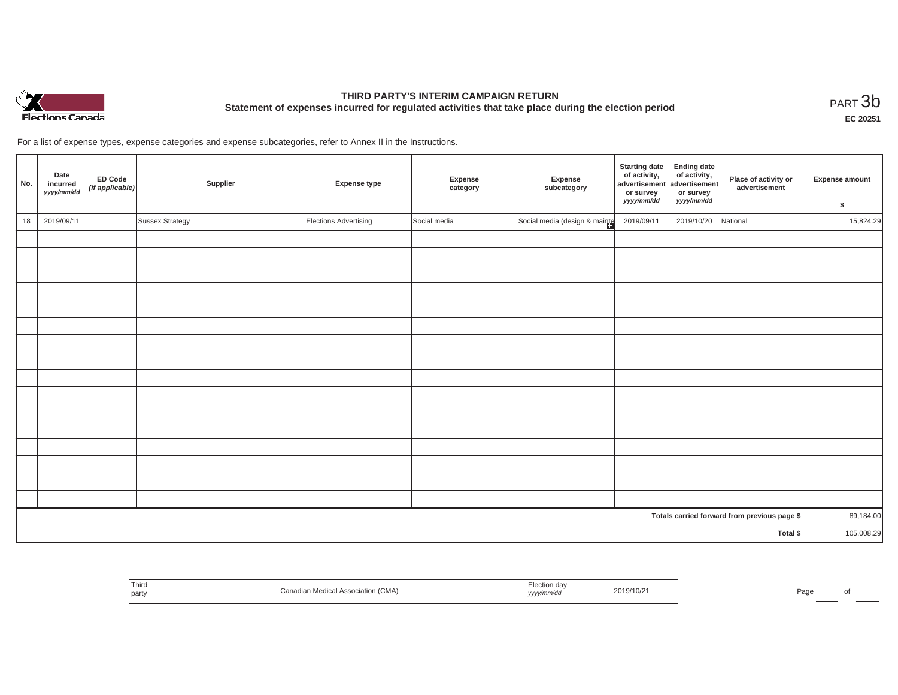# THIRD PARTY'S INTERIM CAMPAIGN RETURN

## Statement of expenses incurred for regulated activities that take place during the election period

PART 3b

**EC 20251**

For a list of expense types, expense categories and expense subcategories, refer to Annex II in the Instructions.

| No. | Date incurred *yyyy/mm/dd* | ED Code *(if applicable)* | Supplier | Expense type | Expense category | Expense subcategory | Starting date of activity, advertisement or survey *yyyy/mm/dd* | Ending date of activity, advertisement or survey *yyyy/mm/dd* | Place of activity or advertisement | Expense amount $ |
|---|---|---|---|---|---|---|---|---|---|---|
| 18 | 2019/09/11 | | Sussex Strategy | Elections Advertising | Social media | Social media (design & mainte | 2019/09/11 | 2019/10/20 | National | 15,824.29 |
| | | | | | | | | | | |
| | | | | | | | | | | |
| | | | | | | | | | | |
| | | | | | | | | | | |
| | | | | | | | | | | |
| | | | | | | | | | | |
| | | | | | | | | | | |
| | | | | | | | | | | |
| | | | | | | | | | | |
| | | | | | | | | | | |
| | | | | | | | | | | |
| | | | | | | | | | | |
| | | | | | | | | | | |
| | | | | | | | | | | |
| | | | | | | | | | | |
| | | | | | | | | | | |
| | | | | | | | | | Totals carried forward from previous page $ | 89,184.00 |
| | | | | | | | | | Total $ | 105,008.29 |

| Third party | Canadian Medical Association (CMA) | Election day *yyyy/mm/dd* | 2019/10/21 |
|---|---|---|---|

Page ____ of ____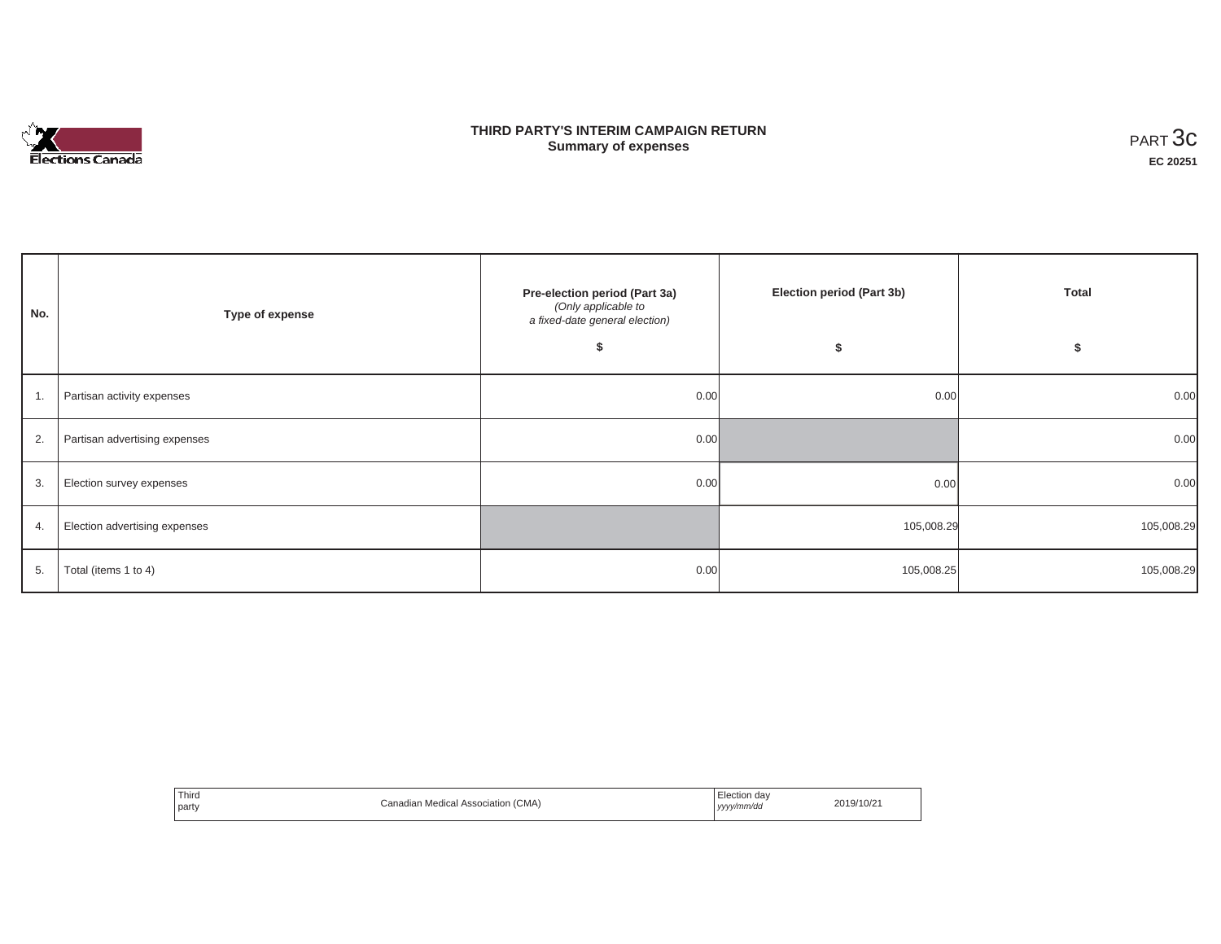# THIRD PARTY'S INTERIM CAMPAIGN RETURN
## Summary of expenses

PART 3c
**EC 20251**

| No. | Type of expense | Pre-election period (Part 3a) *(Only applicable to a fixed-date general election)* $ | Election period (Part 3b) $ | Total $ |
|---|---|---|---|---|
| 1. | Partisan activity expenses | 0.00 | 0.00 | 0.00 |
| 2. | Partisan advertising expenses | 0.00 | | 0.00 |
| 3. | Election survey expenses | 0.00 | 0.00 | 0.00 |
| 4. | Election advertising expenses | | 105,008.29 | 105,008.29 |
| 5. | Total (items 1 to 4) | 0.00 | 105,008.25 | 105,008.29 |

| | | | |
|---|---|---|---|
| Third party | Canadian Medical Association (CMA) | Election day *yyyy/mm/dd* | 2019/10/21 |